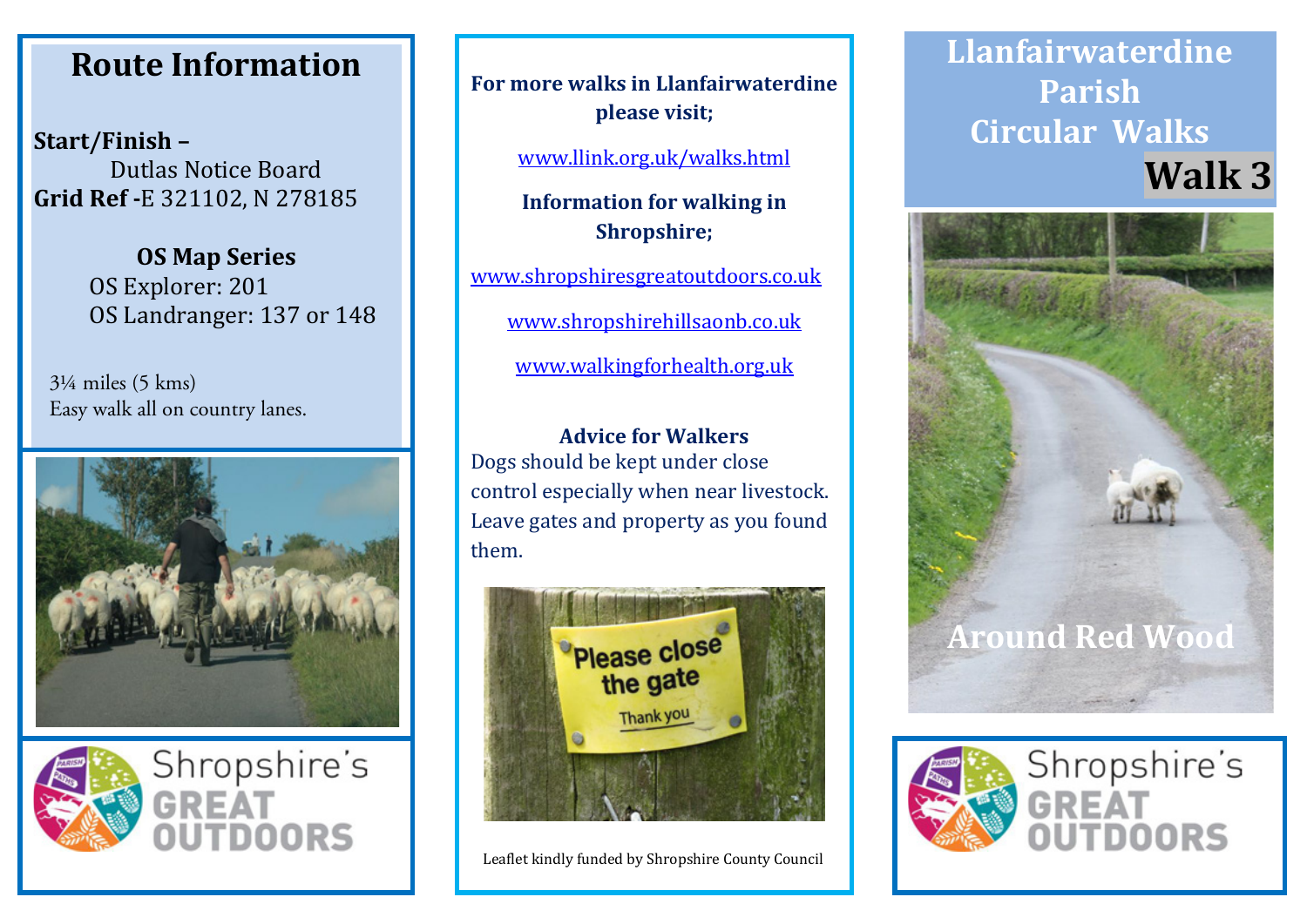## Route Information

**Start/Finish –**
Dutlas Notice Board
**Grid Ref -**E 321102, N 278185

**OS Map Series**
OS Explorer: 201
OS Landranger: 137 or 148

3¼ miles (5 kms)
Easy walk all on country lanes.

Shropshire's GREAT OUTDOORS

**For more walks in Llanfairwaterdine please visit;**

www.llink.org.uk/walks.html

**Information for walking in Shropshire;**

www.shropshiresgreatoutdoors.co.uk

www.shropshirehillsaonb.co.uk

www.walkingforhealth.org.uk

**Advice for Walkers**

Dogs should be kept under close control especially when near livestock. Leave gates and property as you found them.

Leaflet kindly funded by Shropshire County Council

# Llanfairwaterdine Parish Circular Walks

## Walk 3

## Around Red Wood

Shropshire's GREAT OUTDOORS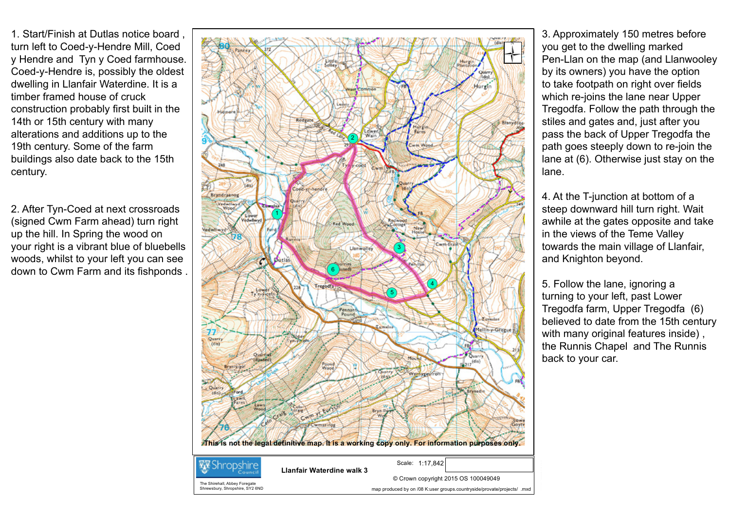1. Start/Finish at Dutlas notice board , turn left to Coed-y-Hendre Mill, Coed y Hendre and Tyn y Coed farmhouse. Coed-y-Hendre is, possibly the oldest dwelling in Llanfair Waterdine. It is a timber framed house of cruck construction probably first built in the 14th or 15th century with many alterations and additions up to the 19th century. Some of the farm buildings also date back to the 15th century.

2. After Tyn-Coed at next crossroads (signed Cwm Farm ahead) turn right up the hill. In Spring the wood on your right is a vibrant blue of bluebells woods, whilst to your left you can see down to Cwm Farm and its fishponds .

This is not the legal definitive map. It is a working copy only. For information purposes only.

Shropshire Council

The Shirehall, Abbey Foregate Shrewsbury, Shropshire, SY2 6ND

Llanfair Waterdine walk 3

Scale: 1:17,842

© Crown copyright 2015 OS 100049049

map produced by on /08 K:user groups.countryside/provate/projects/ .mxd

3. Approximately 150 metres before you get to the dwelling marked Pen-Llan on the map (and Llanwooley by its owners) you have the option to take footpath on right over fields which re-joins the lane near Upper Tregodfa. Follow the path through the stiles and gates and, just after you pass the back of Upper Tregodfa the path goes steeply down to re-join the lane at (6). Otherwise just stay on the lane.

4. At the T-junction at bottom of a steep downward hill turn right. Wait awhile at the gates opposite and take in the views of the Teme Valley towards the main village of Llanfair, and Knighton beyond.

5. Follow the lane, ignoring a turning to your left, past Lower Tregodfa farm, Upper Tregodfa (6) believed to date from the 15th century with many original features inside) , the Runnis Chapel and The Runnis back to your car.